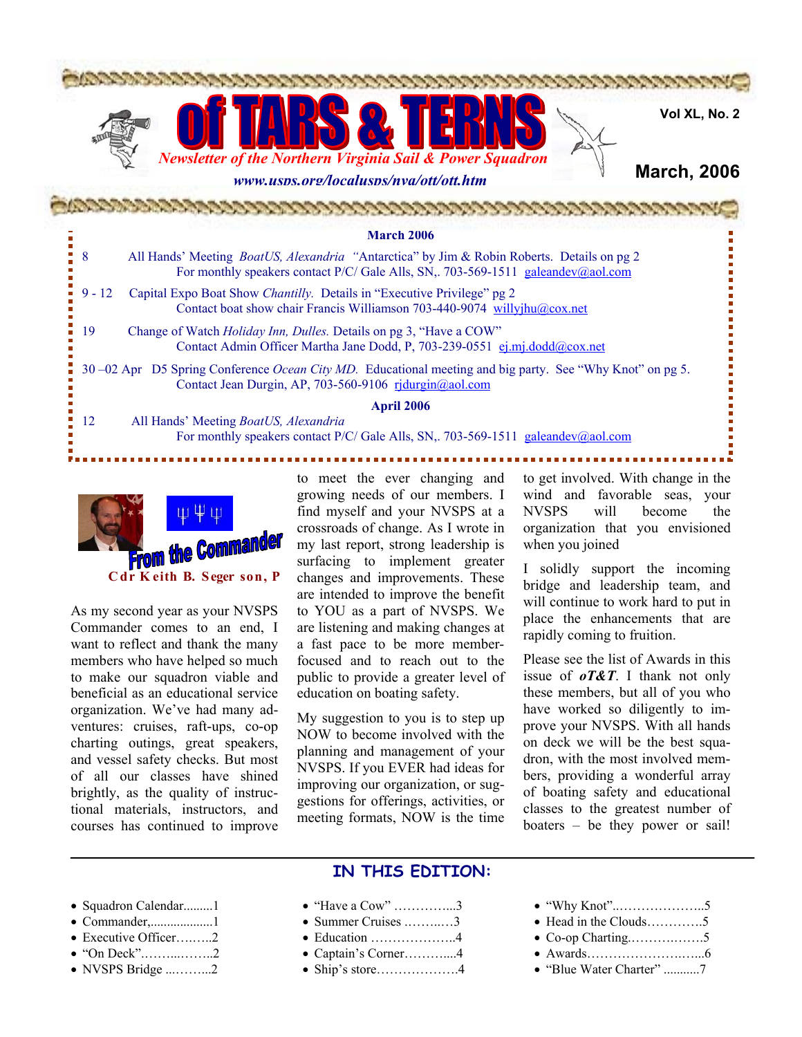# of TARS & TERNS

*Newsletter of the Northern Virginia Sail & Power Squadron*

*www.usps.org/localusps/nva/ott/ott.htm*

Vol XL, No. 2

March, 2006

**March 2006**

8 All Hands' Meeting *BoatUS, Alexandria* "Antarctica" by Jim & Robin Roberts. Details on pg 2
For monthly speakers contact P/C/ Gale Alls, SN,. 703-569-1511 galeandev@aol.com

9 - 12 Capital Expo Boat Show *Chantilly.* Details in "Executive Privilege" pg 2
Contact boat show chair Francis Williamson 703-440-9074 willyjhu@cox.net

19 Change of Watch *Holiday Inn, Dulles.* Details on pg 3, "Have a COW"
Contact Admin Officer Martha Jane Dodd, P, 703-239-0551 ej.mj.dodd@cox.net

30 –02 Apr D5 Spring Conference *Ocean City MD.* Educational meeting and big party. See "Why Knot" on pg 5.
Contact Jean Durgin, AP, 703-560-9106 rjdurgin@aol.com

**April 2006**

12 All Hands' Meeting *BoatUS, Alexandria*
For monthly speakers contact P/C/ Gale Alls, SN,. 703-569-1511 galeandev@aol.com

## From the Commander

**Cdr Keith B. Segerson, P**

As my second year as your NVSPS Commander comes to an end, I want to reflect and thank the many members who have helped so much to make our squadron viable and beneficial as an educational service organization. We've had many adventures: cruises, raft-ups, co-op charting outings, great speakers, and vessel safety checks. But most of all our classes have shined brightly, as the quality of instructional materials, instructors, and courses has continued to improve to meet the ever changing and growing needs of our members. I find myself and your NVSPS at a crossroads of change. As I wrote in my last report, strong leadership is surfacing to implement greater changes and improvements. These are intended to improve the benefit to YOU as a part of NVSPS. We are listening and making changes at a fast pace to be more member-focused and to reach out to the public to provide a greater level of education on boating safety.

My suggestion to you is to step up NOW to become involved with the planning and management of your NVSPS. If you EVER had ideas for improving our organization, or suggestions for offerings, activities, or meeting formats, NOW is the time to get involved. With change in the wind and favorable seas, your NVSPS will become the organization that you envisioned when you joined

I solidly support the incoming bridge and leadership team, and will continue to work hard to put in place the enhancements that are rapidly coming to fruition.

Please see the list of Awards in this issue of ***oT&T***. I thank not only these members, but all of you who have worked so diligently to improve your NVSPS. With all hands on deck we will be the best squadron, with the most involved members, providing a wonderful array of boating safety and educational classes to the greatest number of boaters – be they power or sail!

## IN THIS EDITION:

- Squadron Calendar.........1
- Commander,...................1
- Executive Officer……...2
- "On Deck"……..……..2
- NVSPS Bridge ...……...2
- "Have a Cow" …………...3
- Summer Cruises ……..…3
- Education ………………..4
- Captain's Corner………....4
- Ship's store………………4
- "Why Knot"..………………..5
- Head in the Clouds…………5
- Co-op Charting.…………….5
- Awards…………………..….6
- "Blue Water Charter" ...........7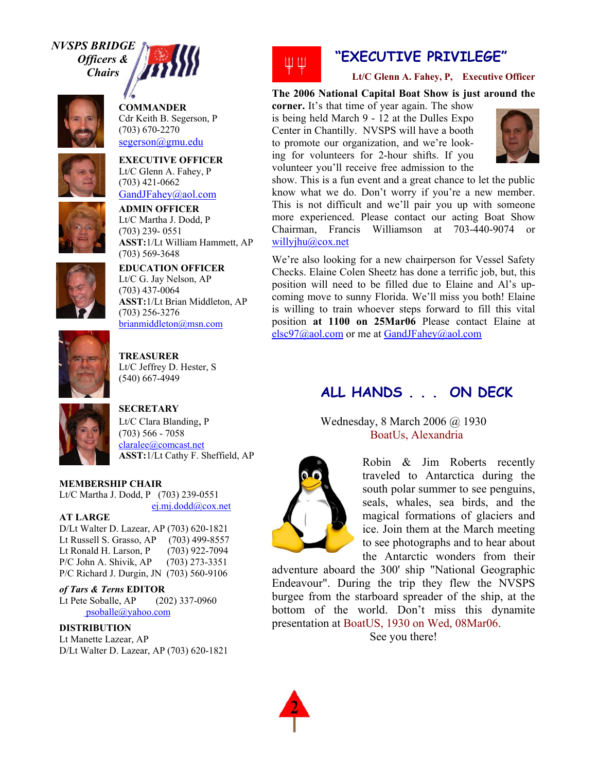## NVSPS BRIDGE *Officers & Chairs*

**COMMANDER**
Cdr Keith B. Segerson, P
(703) 670-2270
segerson@gmu.edu

**EXECUTIVE OFFICER**
Lt/C Glenn A. Fahey, P
(703) 421-0662
GandJFahey@aol.com

**ADMIN OFFICER**
Lt/C Martha J. Dodd, P
(703) 239- 0551
**ASST:** 1/Lt William Hammett, AP
(703) 569-3648

**EDUCATION OFFICER**
Lt/C G. Jay Nelson, AP
(703) 437-0064
**ASST:** 1/Lt Brian Middleton, AP
(703) 256-3276
brianmiddleton@msn.com

**TREASURER**
Lt/C Jeffrey D. Hester, S
(540) 667-4949

**SECRETARY**
Lt/C Clara Blanding, P
(703) 566 - 7058
claralee@comcast.net
**ASST:** 1/Lt Cathy F. Sheffield, AP

**MEMBERSHIP CHAIR**
Lt/C Martha J. Dodd, P (703) 239-0551
ej.mj.dodd@cox.net

**AT LARGE**
D/Lt Walter D. Lazear, AP (703) 620-1821
Lt Russell S. Grasso, AP (703) 499-8557
Lt Ronald H. Larson, P (703) 922-7094
P/C John A. Shivik, AP (703) 273-3351
P/C Richard J. Durgin, JN (703) 560-9106

***of Tars & Terns* EDITOR**
Lt Pete Soballe, AP (202) 337-0960
psoballe@yahoo.com

**DISTRIBUTION**
Lt Manette Lazear, AP
D/Lt Walter D. Lazear, AP (703) 620-1821

## "EXECUTIVE PRIVILEGE"

**Lt/C Glenn A. Fahey, P, Executive Officer**

**The 2006 National Capital Boat Show is just around the corner.** It's that time of year again. The show is being held March 9 - 12 at the Dulles Expo Center in Chantilly. NVSPS will have a booth to promote our organization, and we're looking for volunteers for 2-hour shifts. If you volunteer you'll receive free admission to the show. This is a fun event and a great chance to let the public know what we do. Don't worry if you're a new member. This is not difficult and we'll pair you up with someone more experienced. Please contact our acting Boat Show Chairman, Francis Williamson at 703-440-9074 or willyjhu@cox.net

We're also looking for a new chairperson for Vessel Safety Checks. Elaine Colen Sheetz has done a terrific job, but, this position will need to be filled due to Elaine and Al's upcoming move to sunny Florida. We'll miss you both! Elaine is willing to train whoever steps forward to fill this vital position **at 1100 on 25Mar06** Please contact Elaine at elsc97@aol.com or me at GandJFahey@aol.com

## ALL HANDS . . . ON DECK

Wednesday, 8 March 2006 @ 1930
BoatUs, Alexandria

Robin & Jim Roberts recently traveled to Antarctica during the south polar summer to see penguins, seals, whales, sea birds, and the magical formations of glaciers and ice. Join them at the March meeting to see photographs and to hear about the Antarctic wonders from their adventure aboard the 300' ship "National Geographic Endeavour". During the trip they flew the NVSPS burgee from the starboard spreader of the ship, at the bottom of the world. Don't miss this dynamite presentation at BoatUS, 1930 on Wed, 08Mar06.

See you there!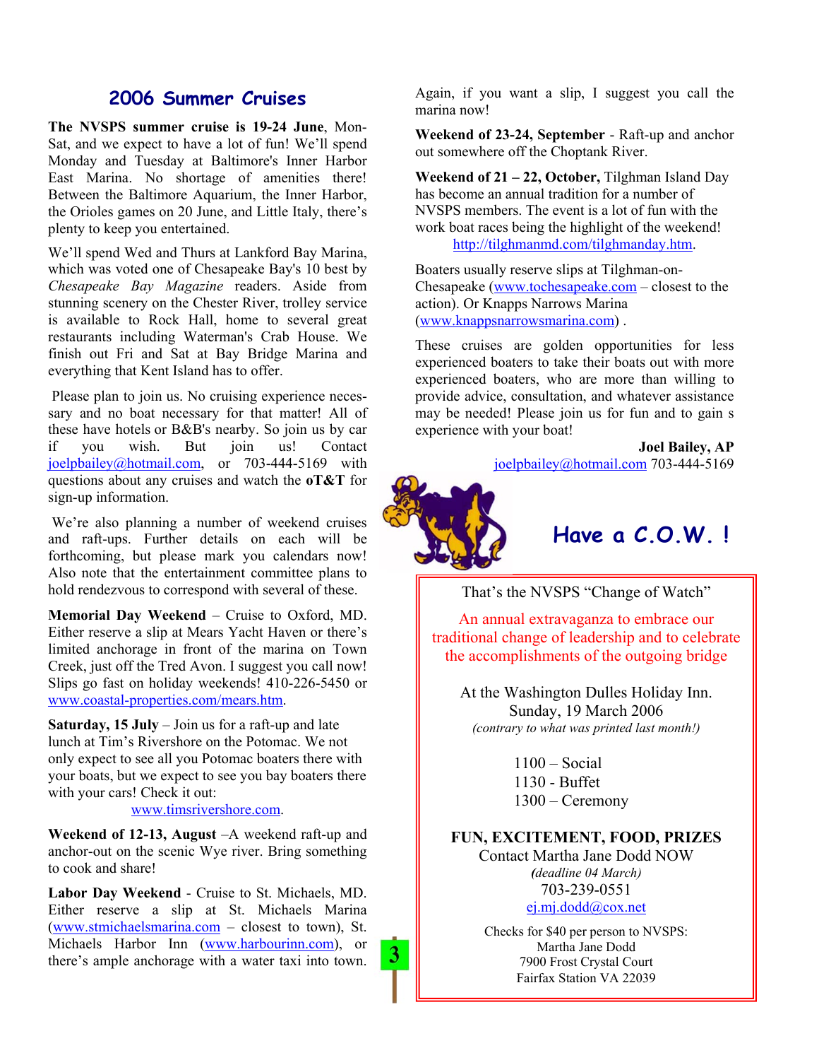## 2006 Summer Cruises

**The NVSPS summer cruise is 19-24 June**, Mon-Sat, and we expect to have a lot of fun! We'll spend Monday and Tuesday at Baltimore's Inner Harbor East Marina. No shortage of amenities there! Between the Baltimore Aquarium, the Inner Harbor, the Orioles games on 20 June, and Little Italy, there's plenty to keep you entertained.

We'll spend Wed and Thurs at Lankford Bay Marina, which was voted one of Chesapeake Bay's 10 best by *Chesapeake Bay Magazine* readers. Aside from stunning scenery on the Chester River, trolley service is available to Rock Hall, home to several great restaurants including Waterman's Crab House. We finish out Fri and Sat at Bay Bridge Marina and everything that Kent Island has to offer.

Please plan to join us. No cruising experience necessary and no boat necessary for that matter! All of these have hotels or B&B's nearby. So join us by car if you wish. But join us! Contact joelpbailey@hotmail.com, or 703-444-5169 with questions about any cruises and watch the **oT&T** for sign-up information.

We're also planning a number of weekend cruises and raft-ups. Further details on each will be forthcoming, but please mark you calendars now! Also note that the entertainment committee plans to hold rendezvous to correspond with several of these.

**Memorial Day Weekend** – Cruise to Oxford, MD. Either reserve a slip at Mears Yacht Haven or there's limited anchorage in front of the marina on Town Creek, just off the Tred Avon. I suggest you call now! Slips go fast on holiday weekends! 410-226-5450 or www.coastal-properties.com/mears.htm.

**Saturday, 15 July** – Join us for a raft-up and late lunch at Tim's Rivershore on the Potomac. We not only expect to see all you Potomac boaters there with your boats, but we expect to see you bay boaters there with your cars! Check it out:
www.timsrivershore.com.

**Weekend of 12-13, August** –A weekend raft-up and anchor-out on the scenic Wye river. Bring something to cook and share!

**Labor Day Weekend** - Cruise to St. Michaels, MD. Either reserve a slip at St. Michaels Marina (www.stmichaelsmarina.com – closest to town), St. Michaels Harbor Inn (www.harbourinn.com), or there's ample anchorage with a water taxi into town. Again, if you want a slip, I suggest you call the marina now!

**Weekend of 23-24, September** - Raft-up and anchor out somewhere off the Choptank River.

**Weekend of 21 – 22, October,** Tilghman Island Day has become an annual tradition for a number of NVSPS members. The event is a lot of fun with the work boat races being the highlight of the weekend!
http://tilghmanmd.com/tilghmanday.htm.

Boaters usually reserve slips at Tilghman-on-Chesapeake (www.tochesapeake.com – closest to the action). Or Knapps Narrows Marina (www.knappsnarrowsmarina.com) .

These cruises are golden opportunities for less experienced boaters to take their boats out with more experienced boaters, who are more than willing to provide advice, consultation, and whatever assistance may be needed! Please join us for fun and to gain s experience with your boat!

**Joel Bailey, AP**
joelpbailey@hotmail.com 703-444-5169

## Have a C.O.W. !

That's the NVSPS "Change of Watch"

An annual extravaganza to embrace our traditional change of leadership and to celebrate the accomplishments of the outgoing bridge

At the Washington Dulles Holiday Inn.
Sunday, 19 March 2006
*(contrary to what was printed last month!)*

1100 – Social
1130 - Buffet
1300 – Ceremony

**FUN, EXCITEMENT, FOOD, PRIZES**
Contact Martha Jane Dodd NOW
*(deadline 04 March)*
703-239-0551
ej.mj.dodd@cox.net

Checks for $40 per person to NVSPS:
Martha Jane Dodd
7900 Frost Crystal Court
Fairfax Station VA 22039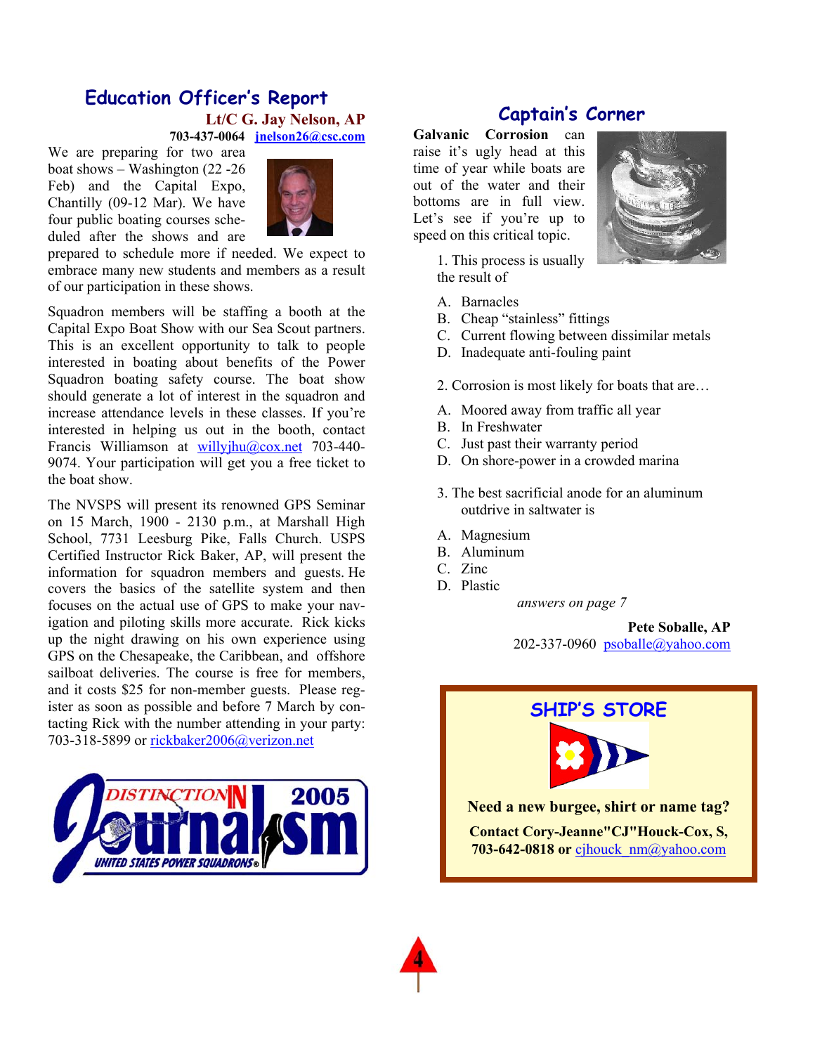## Education Officer's Report

**Lt/C G. Jay Nelson, AP**
**703-437-0064 jnelson26@csc.com**

We are preparing for two area boat shows – Washington (22 -26 Feb) and the Capital Expo, Chantilly (09-12 Mar). We have four public boating courses scheduled after the shows and are prepared to schedule more if needed. We expect to embrace many new students and members as a result of our participation in these shows.

Squadron members will be staffing a booth at the Capital Expo Boat Show with our Sea Scout partners. This is an excellent opportunity to talk to people interested in boating about benefits of the Power Squadron boating safety course. The boat show should generate a lot of interest in the squadron and increase attendance levels in these classes. If you're interested in helping us out in the booth, contact Francis Williamson at willyjhu@cox.net 703-440-9074. Your participation will get you a free ticket to the boat show.

The NVSPS will present its renowned GPS Seminar on 15 March, 1900 - 2130 p.m., at Marshall High School, 7731 Leesburg Pike, Falls Church. USPS Certified Instructor Rick Baker, AP, will present the information for squadron members and guests. He covers the basics of the satellite system and then focuses on the actual use of GPS to make your navigation and piloting skills more accurate. Rick kicks up the night drawing on his own experience using GPS on the Chesapeake, the Caribbean, and offshore sailboat deliveries. The course is free for members, and it costs $25 for non-member guests. Please register as soon as possible and before 7 March by contacting Rick with the number attending in your party: 703-318-5899 or rickbaker2006@verizon.net

DISTINCTION IN Journalism 2005
UNITED STATES POWER SQUADRONS®

## Captain's Corner

**Galvanic Corrosion** can raise it's ugly head at this time of year while boats are out of the water and their bottoms are in full view. Let's see if you're up to speed on this critical topic.

1. This process is usually the result of

A. Barnacles
B. Cheap "stainless" fittings
C. Current flowing between dissimilar metals
D. Inadequate anti-fouling paint

2. Corrosion is most likely for boats that are…

A. Moored away from traffic all year
B. In Freshwater
C. Just past their warranty period
D. On shore-power in a crowded marina

3. The best sacrificial anode for an aluminum outdrive in saltwater is

A. Magnesium
B. Aluminum
C. Zinc
D. Plastic

*answers on page 7*

**Pete Soballe, AP**
202-337-0960 psoballe@yahoo.com

## SHIP'S STORE

**Need a new burgee, shirt or name tag?**

**Contact Cory-Jeanne"CJ"Houck-Cox, S, 703-642-0818 or** cjhouck_nm@yahoo.com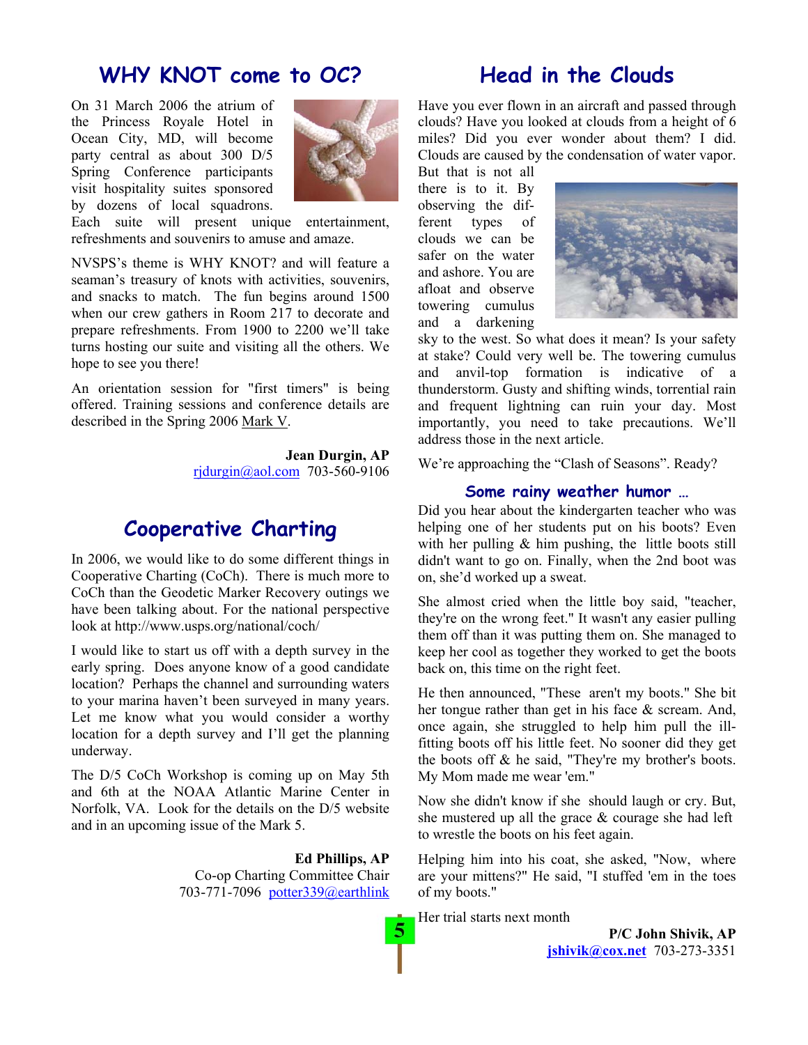## WHY KNOT come to OC?

On 31 March 2006 the atrium of the Princess Royale Hotel in Ocean City, MD, will become party central as about 300 D/5 Spring Conference participants visit hospitality suites sponsored by dozens of local squadrons. Each suite will present unique entertainment, refreshments and souvenirs to amuse and amaze.

NVSPS's theme is WHY KNOT? and will feature a seaman's treasury of knots with activities, souvenirs, and snacks to match. The fun begins around 1500 when our crew gathers in Room 217 to decorate and prepare refreshments. From 1900 to 2200 we'll take turns hosting our suite and visiting all the others. We hope to see you there!

An orientation session for "first timers" is being offered. Training sessions and conference details are described in the Spring 2006 Mark V.

**Jean Durgin, AP**
rjdurgin@aol.com 703-560-9106

## Cooperative Charting

In 2006, we would like to do some different things in Cooperative Charting (CoCh). There is much more to CoCh than the Geodetic Marker Recovery outings we have been talking about. For the national perspective look at http://www.usps.org/national/coch/

I would like to start us off with a depth survey in the early spring. Does anyone know of a good candidate location? Perhaps the channel and surrounding waters to your marina haven't been surveyed in many years. Let me know what you would consider a worthy location for a depth survey and I'll get the planning underway.

The D/5 CoCh Workshop is coming up on May 5th and 6th at the NOAA Atlantic Marine Center in Norfolk, VA. Look for the details on the D/5 website and in an upcoming issue of the Mark 5.

**Ed Phillips, AP**
Co-op Charting Committee Chair
703-771-7096 potter339@earthlink

## Head in the Clouds

Have you ever flown in an aircraft and passed through clouds? Have you looked at clouds from a height of 6 miles? Did you ever wonder about them? I did. Clouds are caused by the condensation of water vapor. But that is not all there is to it. By observing the different types of clouds we can be safer on the water and ashore. You are afloat and observe towering cumulus and a darkening sky to the west. So what does it mean? Is your safety at stake? Could very well be. The towering cumulus and anvil-top formation is indicative of a thunderstorm. Gusty and shifting winds, torrential rain and frequent lightning can ruin your day. Most importantly, you need to take precautions. We'll address those in the next article.

We're approaching the "Clash of Seasons". Ready?

### Some rainy weather humor …

Did you hear about the kindergarten teacher who was helping one of her students put on his boots? Even with her pulling & him pushing, the little boots still didn't want to go on. Finally, when the 2nd boot was on, she'd worked up a sweat.

She almost cried when the little boy said, "teacher, they're on the wrong feet." It wasn't any easier pulling them off than it was putting them on. She managed to keep her cool as together they worked to get the boots back on, this time on the right feet.

He then announced, "These aren't my boots." She bit her tongue rather than get in his face & scream. And, once again, she struggled to help him pull the ill-fitting boots off his little feet. No sooner did they get the boots off & he said, "They're my brother's boots. My Mom made me wear 'em."

Now she didn't know if she should laugh or cry. But, she mustered up all the grace & courage she had left to wrestle the boots on his feet again.

Helping him into his coat, she asked, "Now, where are your mittens?" He said, "I stuffed 'em in the toes of my boots."

Her trial starts next month

**P/C John Shivik, AP**
**jshivik@cox.net** 703-273-3351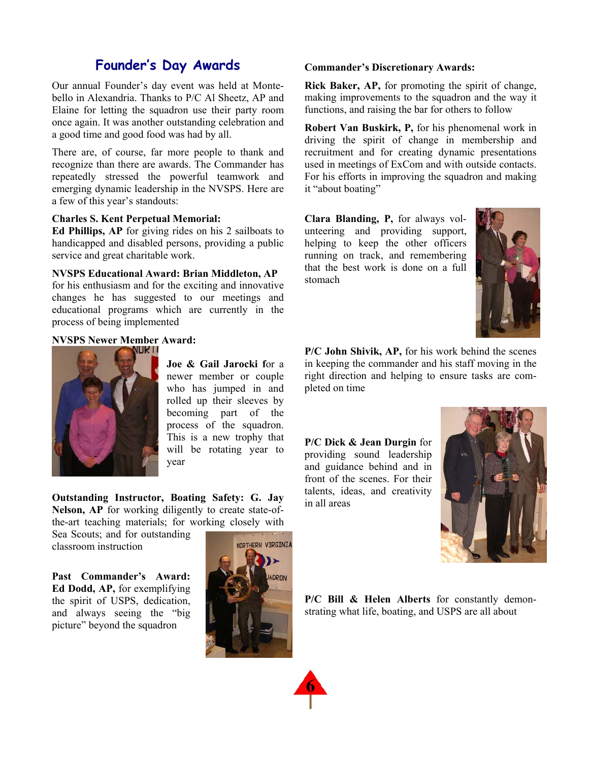## Founder's Day Awards

Our annual Founder's day event was held at Montebello in Alexandria. Thanks to P/C Al Sheetz, AP and Elaine for letting the squadron use their party room once again. It was another outstanding celebration and a good time and good food was had by all.

There are, of course, far more people to thank and recognize than there are awards. The Commander has repeatedly stressed the powerful teamwork and emerging dynamic leadership in the NVSPS. Here are a few of this year's standouts:

**Charles S. Kent Perpetual Memorial:**
**Ed Phillips, AP** for giving rides on his 2 sailboats to handicapped and disabled persons, providing a public service and great charitable work.

**NVSPS Educational Award: Brian Middleton, AP** for his enthusiasm and for the exciting and innovative changes he has suggested to our meetings and educational programs which are currently in the process of being implemented

**NVSPS Newer Member Award:**

**Joe & Gail Jarocki f**or a newer member or couple who has jumped in and rolled up their sleeves by becoming part of the process of the squadron. This is a new trophy that will be rotating year to year

**Outstanding Instructor, Boating Safety: G. Jay Nelson, AP** for working diligently to create state-of-the-art teaching materials; for working closely with Sea Scouts; and for outstanding classroom instruction

**Past Commander's Award: Ed Dodd, AP,** for exemplifying the spirit of USPS, dedication, and always seeing the "big picture" beyond the squadron

**Commander's Discretionary Awards:**

**Rick Baker, AP,** for promoting the spirit of change, making improvements to the squadron and the way it functions, and raising the bar for others to follow

**Robert Van Buskirk, P,** for his phenomenal work in driving the spirit of change in membership and recruitment and for creating dynamic presentations used in meetings of ExCom and with outside contacts. For his efforts in improving the squadron and making it "about boating"

**Clara Blanding, P,** for always volunteering and providing support, helping to keep the other officers running on track, and remembering that the best work is done on a full stomach

**P/C John Shivik, AP,** for his work behind the scenes in keeping the commander and his staff moving in the right direction and helping to ensure tasks are completed on time

**P/C Dick & Jean Durgin** for providing sound leadership and guidance behind and in front of the scenes. For their talents, ideas, and creativity in all areas

**P/C Bill & Helen Alberts** for constantly demonstrating what life, boating, and USPS are all about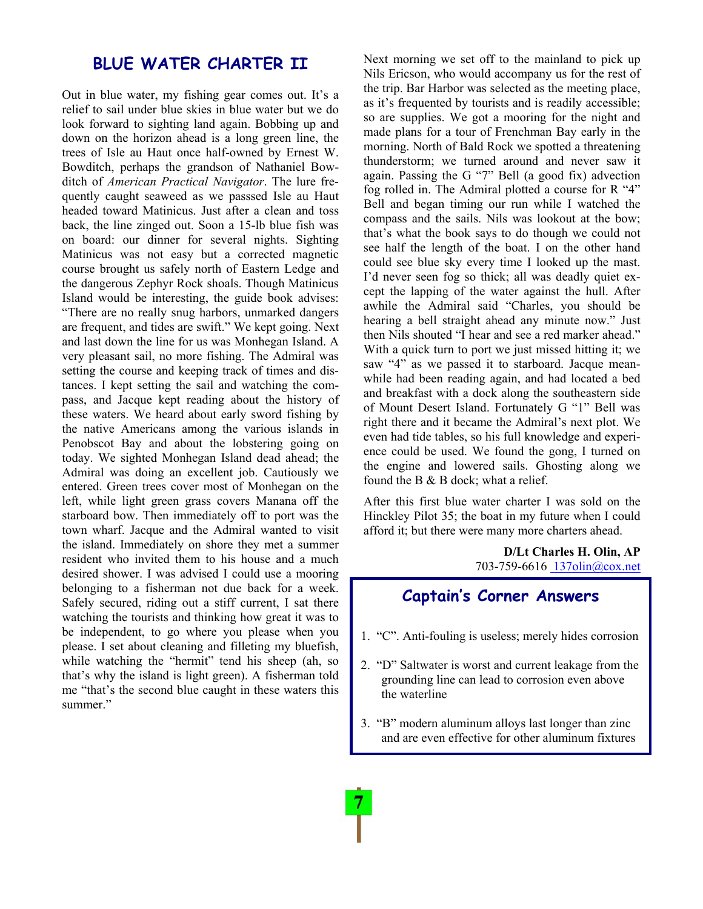## BLUE WATER CHARTER II

Out in blue water, my fishing gear comes out. It's a relief to sail under blue skies in blue water but we do look forward to sighting land again. Bobbing up and down on the horizon ahead is a long green line, the trees of Isle au Haut once half-owned by Ernest W. Bowditch, perhaps the grandson of Nathaniel Bowditch of *American Practical Navigator*. The lure frequently caught seaweed as we passsed Isle au Haut headed toward Matinicus. Just after a clean and toss back, the line zinged out. Soon a 15-lb blue fish was on board: our dinner for several nights. Sighting Matinicus was not easy but a corrected magnetic course brought us safely north of Eastern Ledge and the dangerous Zephyr Rock shoals. Though Matinicus Island would be interesting, the guide book advises: "There are no really snug harbors, unmarked dangers are frequent, and tides are swift." We kept going. Next and last down the line for us was Monhegan Island. A very pleasant sail, no more fishing. The Admiral was setting the course and keeping track of times and distances. I kept setting the sail and watching the compass, and Jacque kept reading about the history of these waters. We heard about early sword fishing by the native Americans among the various islands in Penobscot Bay and about the lobstering going on today. We sighted Monhegan Island dead ahead; the Admiral was doing an excellent job. Cautiously we entered. Green trees cover most of Monhegan on the left, while light green grass covers Manana off the starboard bow. Then immediately off to port was the town wharf. Jacque and the Admiral wanted to visit the island. Immediately on shore they met a summer resident who invited them to his house and a much desired shower. I was advised I could use a mooring belonging to a fisherman not due back for a week. Safely secured, riding out a stiff current, I sat there watching the tourists and thinking how great it was to be independent, to go where you please when you please. I set about cleaning and filleting my bluefish, while watching the "hermit" tend his sheep (ah, so that's why the island is light green). A fisherman told me "that's the second blue caught in these waters this summer."

Next morning we set off to the mainland to pick up Nils Ericson, who would accompany us for the rest of the trip. Bar Harbor was selected as the meeting place, as it's frequented by tourists and is readily accessible; so are supplies. We got a mooring for the night and made plans for a tour of Frenchman Bay early in the morning. North of Bald Rock we spotted a threatening thunderstorm; we turned around and never saw it again. Passing the G "7" Bell (a good fix) advection fog rolled in. The Admiral plotted a course for R "4" Bell and began timing our run while I watched the compass and the sails. Nils was lookout at the bow; that's what the book says to do though we could not see half the length of the boat. I on the other hand could see blue sky every time I looked up the mast. I'd never seen fog so thick; all was deadly quiet except the lapping of the water against the hull. After awhile the Admiral said "Charles, you should be hearing a bell straight ahead any minute now." Just then Nils shouted "I hear and see a red marker ahead." With a quick turn to port we just missed hitting it; we saw "4" as we passed it to starboard. Jacque meanwhile had been reading again, and had located a bed and breakfast with a dock along the southeastern side of Mount Desert Island. Fortunately G "1" Bell was right there and it became the Admiral's next plot. We even had tide tables, so his full knowledge and experience could be used. We found the gong, I turned on the engine and lowered sails. Ghosting along we found the B & B dock; what a relief.

After this first blue water charter I was sold on the Hinckley Pilot 35; the boat in my future when I could afford it; but there were many more charters ahead.

**D/Lt Charles H. Olin, AP**
703-759-6616 137olin@cox.net

## Captain's Corner Answers

1. "C". Anti-fouling is useless; merely hides corrosion
2. "D" Saltwater is worst and current leakage from the grounding line can lead to corrosion even above the waterline
3. "B" modern aluminum alloys last longer than zinc and are even effective for other aluminum fixtures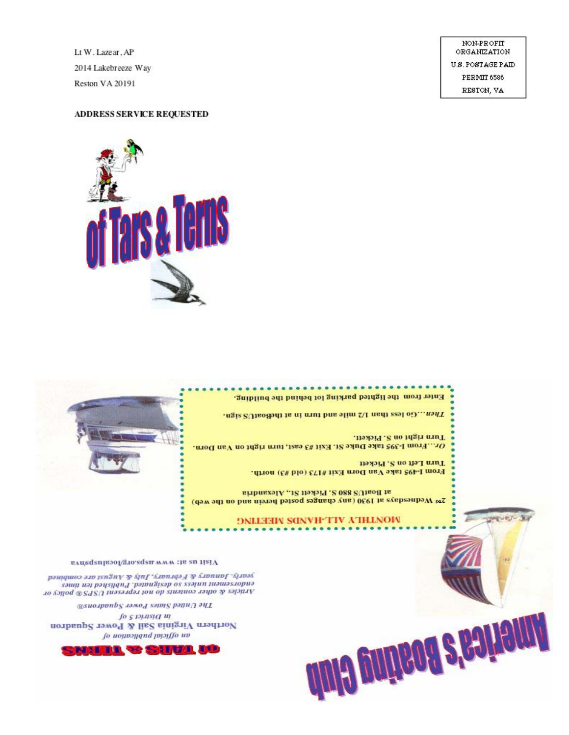Lt W. Lazear, AP

2014 Lakebreeze Way

Reston VA 20191

NON-PROFIT ORGANIZATION

U.S. POSTAGE PAID

PERMIT 6586

RESTON, VA

**ADDRESS SERVICE REQUESTED**

# of Tars & Terns

**MONTHLY ALL-HANDS MEETING**

2nd Wednesdays at 1930 (any changes posted herein and on the web)

at BoatUS 880 S. Pickett St., Alexandria

From I-495 take Van Dorn Exit #173 (old #3) north.

Turn Left on S. Pickett

*Or*...From I-395 take Duke St. Exit #3 east, turn right on Van Dorn.

Turn right on S. Pickett.

*Then*...Go less than 1/2 mile and turn in at the BoatUS sign.

Enter from the lighted parking lot behind the building.

**of TARS & TERNS**

*an official publication of*

Northern Virginia Sail & Power Squadron

*in District 5 of*

*The United States Power Squadrons®*

*Articles & other contents do not represent USPS® policy or endorsement unless so designated. Published ten times yearly. January & February, July & August are combined*

Visit us at: www.usps.org/localusps/nva

# America's Boating Club